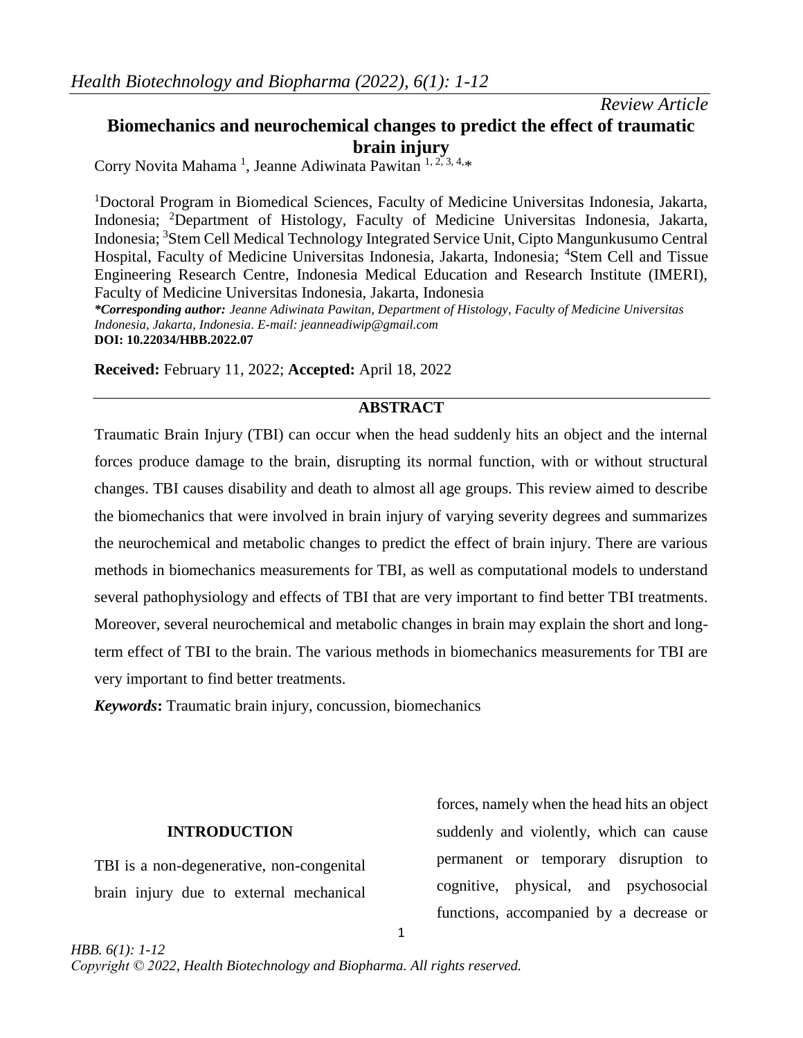*Review Article*

# Biomechanics and neurochemical changes to predict the effect of traumatic brain injury

Corry Novita Mahama [1], Jeanne Adiwinata Pawitan [1, 2, 3, 4,*]

[1]Doctoral Program in Biomedical Sciences, Faculty of Medicine Universitas Indonesia, Jakarta, Indonesia; [2]Department of Histology, Faculty of Medicine Universitas Indonesia, Jakarta, Indonesia; [3]Stem Cell Medical Technology Integrated Service Unit, Cipto Mangunkusumo Central Hospital, Faculty of Medicine Universitas Indonesia, Jakarta, Indonesia; [4]Stem Cell and Tissue Engineering Research Centre, Indonesia Medical Education and Research Institute (IMERI), Faculty of Medicine Universitas Indonesia, Jakarta, Indonesia

***Corresponding author:*** *Jeanne Adiwinata Pawitan, Department of Histology, Faculty of Medicine Universitas Indonesia, Jakarta, Indonesia. E-mail: jeanneadiwip@gmail.com*

**DOI: 10.22034/HBB.2022.07**

**Received:** February 11, 2022; **Accepted:** April 18, 2022

## ABSTRACT

Traumatic Brain Injury (TBI) can occur when the head suddenly hits an object and the internal forces produce damage to the brain, disrupting its normal function, with or without structural changes. TBI causes disability and death to almost all age groups. This review aimed to describe the biomechanics that were involved in brain injury of varying severity degrees and summarizes the neurochemical and metabolic changes to predict the effect of brain injury. There are various methods in biomechanics measurements for TBI, as well as computational models to understand several pathophysiology and effects of TBI that are very important to find better TBI treatments. Moreover, several neurochemical and metabolic changes in brain may explain the short and long-term effect of TBI to the brain. The various methods in biomechanics measurements for TBI are very important to find better treatments.

***Keywords*:** Traumatic brain injury, concussion, biomechanics

## INTRODUCTION

TBI is a non-degenerative, non-congenital brain injury due to external mechanical forces, namely when the head hits an object suddenly and violently, which can cause permanent or temporary disruption to cognitive, physical, and psychosocial functions, accompanied by a decrease or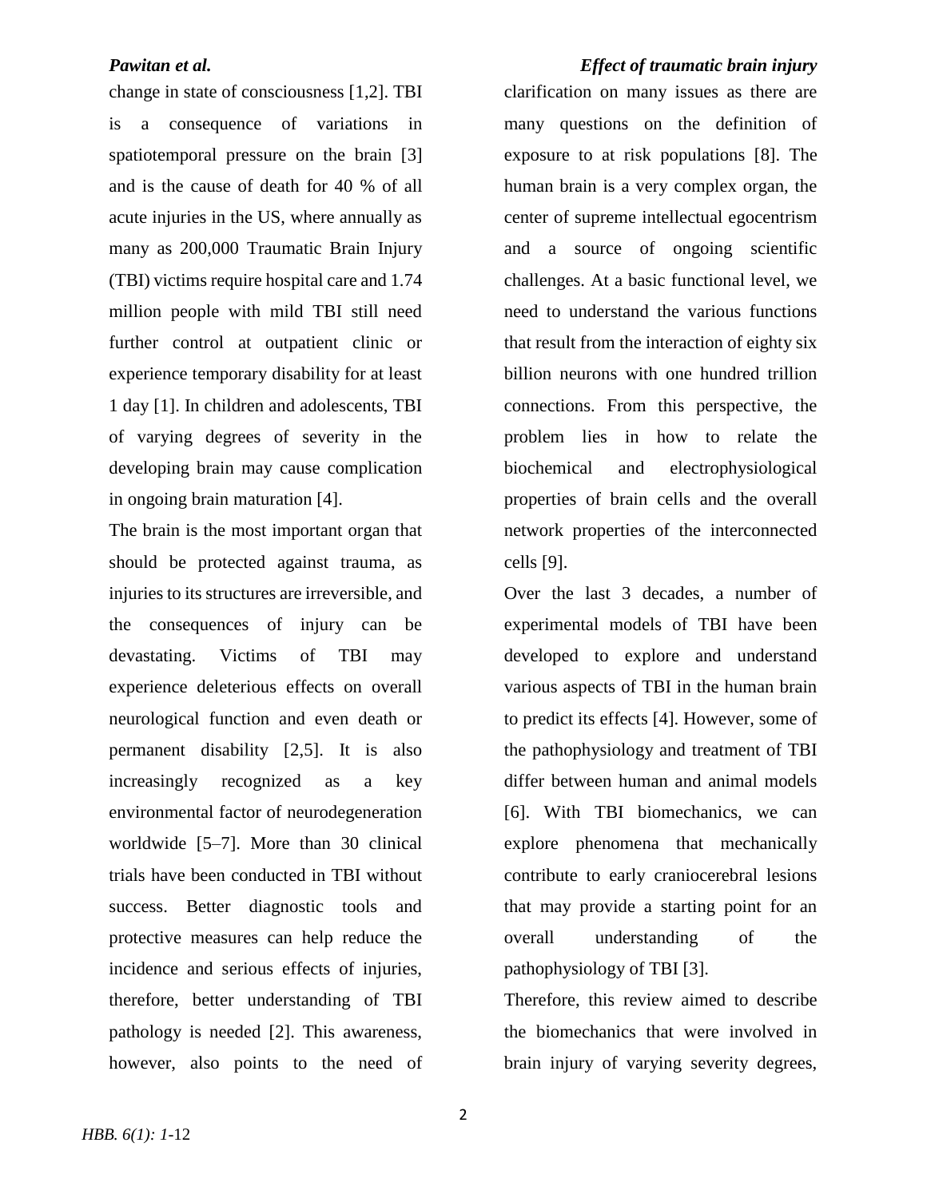change in state of consciousness [1,2]. TBI is a consequence of variations in spatiotemporal pressure on the brain [3] and is the cause of death for 40 % of all acute injuries in the US, where annually as many as 200,000 Traumatic Brain Injury (TBI) victims require hospital care and 1.74 million people with mild TBI still need further control at outpatient clinic or experience temporary disability for at least 1 day [1]. In children and adolescents, TBI of varying degrees of severity in the developing brain may cause complication in ongoing brain maturation [4].

The brain is the most important organ that should be protected against trauma, as injuries to its structures are irreversible, and the consequences of injury can be devastating. Victims of TBI may experience deleterious effects on overall neurological function and even death or permanent disability [2,5]. It is also increasingly recognized as a key environmental factor of neurodegeneration worldwide [5–7]. More than 30 clinical trials have been conducted in TBI without success. Better diagnostic tools and protective measures can help reduce the incidence and serious effects of injuries, therefore, better understanding of TBI pathology is needed [2]. This awareness, however, also points to the need of clarification on many issues as there are many questions on the definition of exposure to at risk populations [8]. The human brain is a very complex organ, the center of supreme intellectual egocentrism and a source of ongoing scientific challenges. At a basic functional level, we need to understand the various functions that result from the interaction of eighty six billion neurons with one hundred trillion connections. From this perspective, the problem lies in how to relate the biochemical and electrophysiological properties of brain cells and the overall network properties of the interconnected cells [9].

Over the last 3 decades, a number of experimental models of TBI have been developed to explore and understand various aspects of TBI in the human brain to predict its effects [4]. However, some of the pathophysiology and treatment of TBI differ between human and animal models [6]. With TBI biomechanics, we can explore phenomena that mechanically contribute to early craniocerebral lesions that may provide a starting point for an overall understanding of the pathophysiology of TBI [3].

Therefore, this review aimed to describe the biomechanics that were involved in brain injury of varying severity degrees,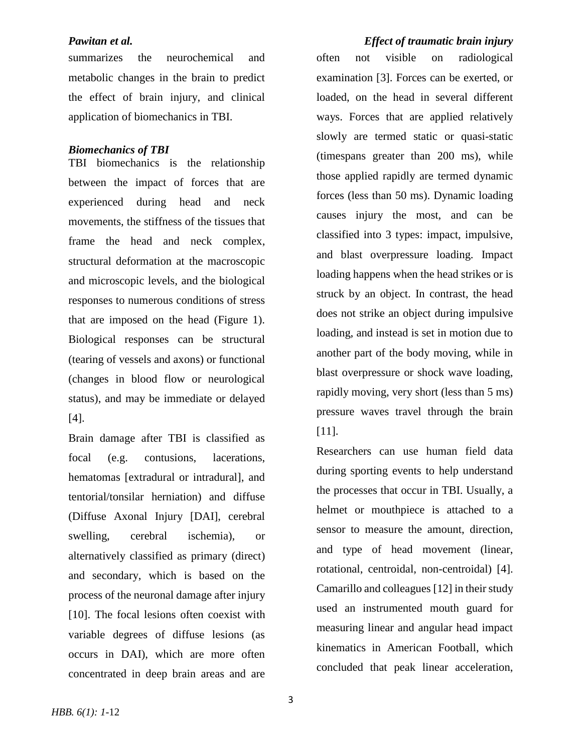summarizes the neurochemical and metabolic changes in the brain to predict the effect of brain injury, and clinical application of biomechanics in TBI.

### *Biomechanics of TBI*

TBI biomechanics is the relationship between the impact of forces that are experienced during head and neck movements, the stiffness of the tissues that frame the head and neck complex, structural deformation at the macroscopic and microscopic levels, and the biological responses to numerous conditions of stress that are imposed on the head (Figure 1). Biological responses can be structural (tearing of vessels and axons) or functional (changes in blood flow or neurological status), and may be immediate or delayed [4].

Brain damage after TBI is classified as focal (e.g. contusions, lacerations, hematomas [extradural or intradural], and tentorial/tonsilar herniation) and diffuse (Diffuse Axonal Injury [DAI], cerebral swelling, cerebral ischemia), or alternatively classified as primary (direct) and secondary, which is based on the process of the neuronal damage after injury [10]. The focal lesions often coexist with variable degrees of diffuse lesions (as occurs in DAI), which are more often concentrated in deep brain areas and are often not visible on radiological examination [3]. Forces can be exerted, or loaded, on the head in several different ways. Forces that are applied relatively slowly are termed static or quasi-static (timespans greater than 200 ms), while those applied rapidly are termed dynamic forces (less than 50 ms). Dynamic loading causes injury the most, and can be classified into 3 types: impact, impulsive, and blast overpressure loading. Impact loading happens when the head strikes or is struck by an object. In contrast, the head does not strike an object during impulsive loading, and instead is set in motion due to another part of the body moving, while in blast overpressure or shock wave loading, rapidly moving, very short (less than 5 ms) pressure waves travel through the brain [11].

Researchers can use human field data during sporting events to help understand the processes that occur in TBI. Usually, a helmet or mouthpiece is attached to a sensor to measure the amount, direction, and type of head movement (linear, rotational, centroidal, non-centroidal) [4]. Camarillo and colleagues [12] in their study used an instrumented mouth guard for measuring linear and angular head impact kinematics in American Football, which concluded that peak linear acceleration,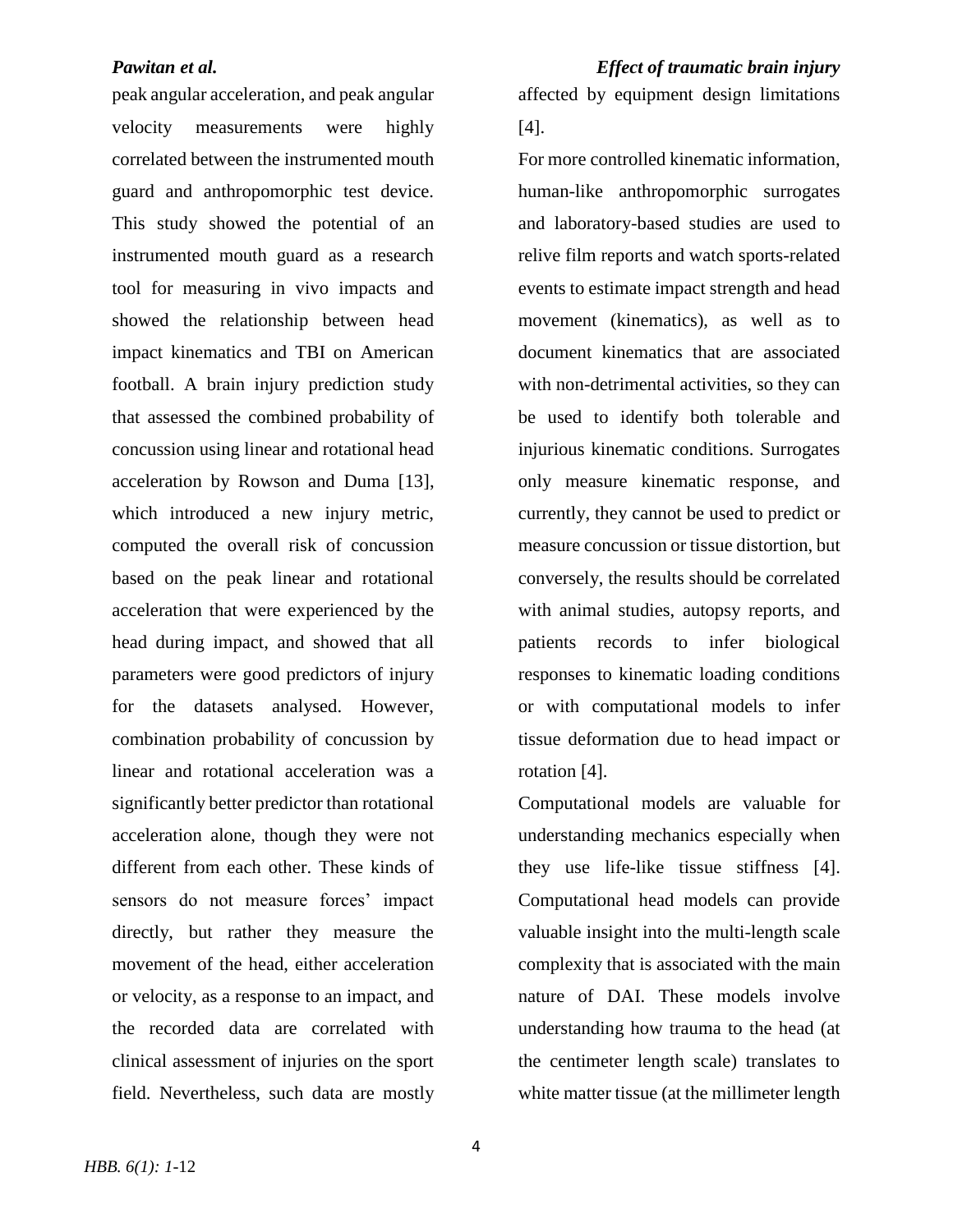peak angular acceleration, and peak angular velocity measurements were highly correlated between the instrumented mouth guard and anthropomorphic test device. This study showed the potential of an instrumented mouth guard as a research tool for measuring in vivo impacts and showed the relationship between head impact kinematics and TBI on American football. A brain injury prediction study that assessed the combined probability of concussion using linear and rotational head acceleration by Rowson and Duma [13], which introduced a new injury metric, computed the overall risk of concussion based on the peak linear and rotational acceleration that were experienced by the head during impact, and showed that all parameters were good predictors of injury for the datasets analysed. However, combination probability of concussion by linear and rotational acceleration was a significantly better predictor than rotational acceleration alone, though they were not different from each other. These kinds of sensors do not measure forces' impact directly, but rather they measure the movement of the head, either acceleration or velocity, as a response to an impact, and the recorded data are correlated with clinical assessment of injuries on the sport field. Nevertheless, such data are mostly affected by equipment design limitations [4].

For more controlled kinematic information, human-like anthropomorphic surrogates and laboratory-based studies are used to relive film reports and watch sports-related events to estimate impact strength and head movement (kinematics), as well as to document kinematics that are associated with non-detrimental activities, so they can be used to identify both tolerable and injurious kinematic conditions. Surrogates only measure kinematic response, and currently, they cannot be used to predict or measure concussion or tissue distortion, but conversely, the results should be correlated with animal studies, autopsy reports, and patients records to infer biological responses to kinematic loading conditions or with computational models to infer tissue deformation due to head impact or rotation [4].

Computational models are valuable for understanding mechanics especially when they use life-like tissue stiffness [4]. Computational head models can provide valuable insight into the multi-length scale complexity that is associated with the main nature of DAI. These models involve understanding how trauma to the head (at the centimeter length scale) translates to white matter tissue (at the millimeter length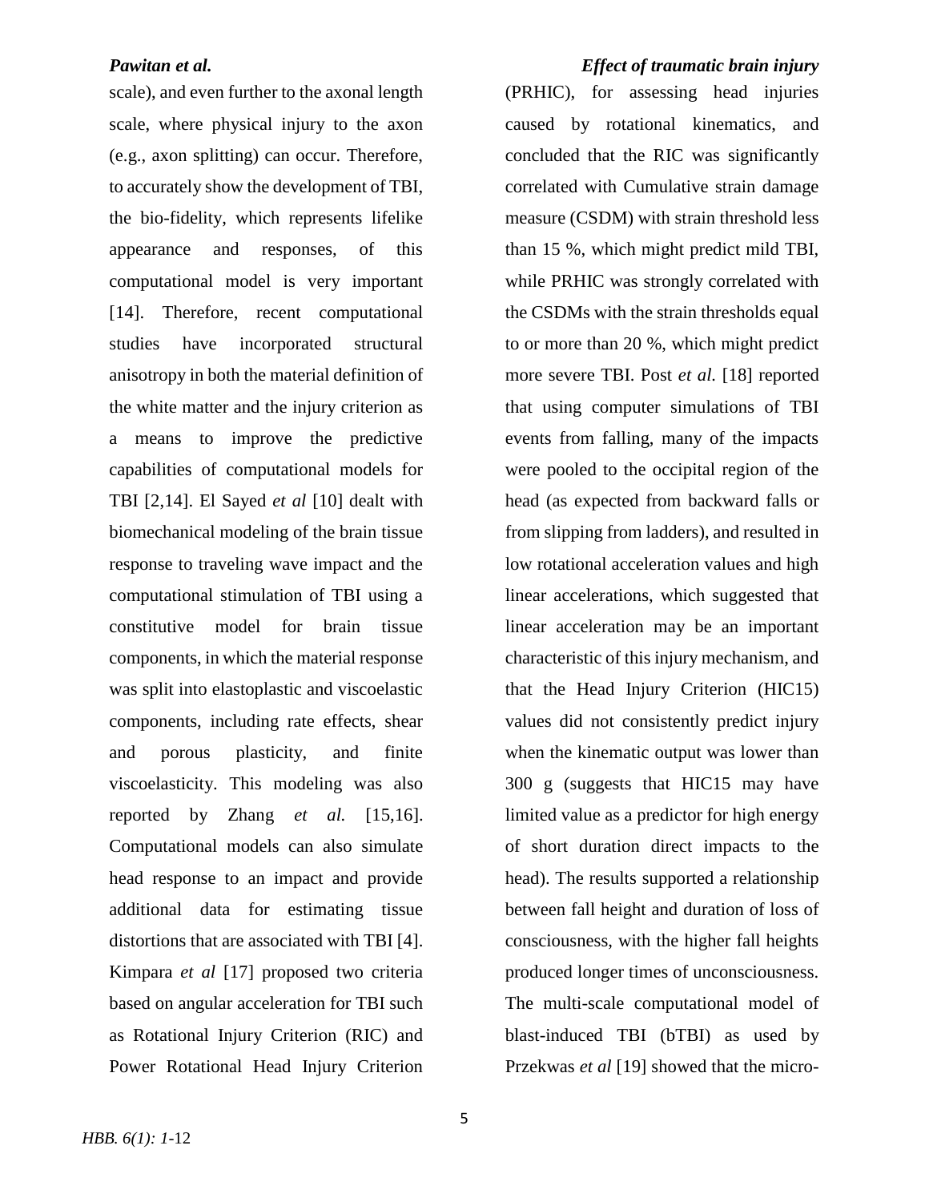scale), and even further to the axonal length scale, where physical injury to the axon (e.g., axon splitting) can occur. Therefore, to accurately show the development of TBI, the bio-fidelity, which represents lifelike appearance and responses, of this computational model is very important [14]. Therefore, recent computational studies have incorporated structural anisotropy in both the material definition of the white matter and the injury criterion as a means to improve the predictive capabilities of computational models for TBI [2,14]. El Sayed *et al* [10] dealt with biomechanical modeling of the brain tissue response to traveling wave impact and the computational stimulation of TBI using a constitutive model for brain tissue components, in which the material response was split into elastoplastic and viscoelastic components, including rate effects, shear and porous plasticity, and finite viscoelasticity. This modeling was also reported by Zhang *et al.* [15,16]. Computational models can also simulate head response to an impact and provide additional data for estimating tissue distortions that are associated with TBI [4]. Kimpara *et al* [17] proposed two criteria based on angular acceleration for TBI such as Rotational Injury Criterion (RIC) and Power Rotational Head Injury Criterion (PRHIC), for assessing head injuries caused by rotational kinematics, and concluded that the RIC was significantly correlated with Cumulative strain damage measure (CSDM) with strain threshold less than 15 %, which might predict mild TBI, while PRHIC was strongly correlated with the CSDMs with the strain thresholds equal to or more than 20 %, which might predict more severe TBI. Post *et al.* [18] reported that using computer simulations of TBI events from falling, many of the impacts were pooled to the occipital region of the head (as expected from backward falls or from slipping from ladders), and resulted in low rotational acceleration values and high linear accelerations, which suggested that linear acceleration may be an important characteristic of this injury mechanism, and that the Head Injury Criterion (HIC15) values did not consistently predict injury when the kinematic output was lower than 300 g (suggests that HIC15 may have limited value as a predictor for high energy of short duration direct impacts to the head). The results supported a relationship between fall height and duration of loss of consciousness, with the higher fall heights produced longer times of unconsciousness. The multi-scale computational model of blast-induced TBI (bTBI) as used by Przekwas *et al* [19] showed that the micro-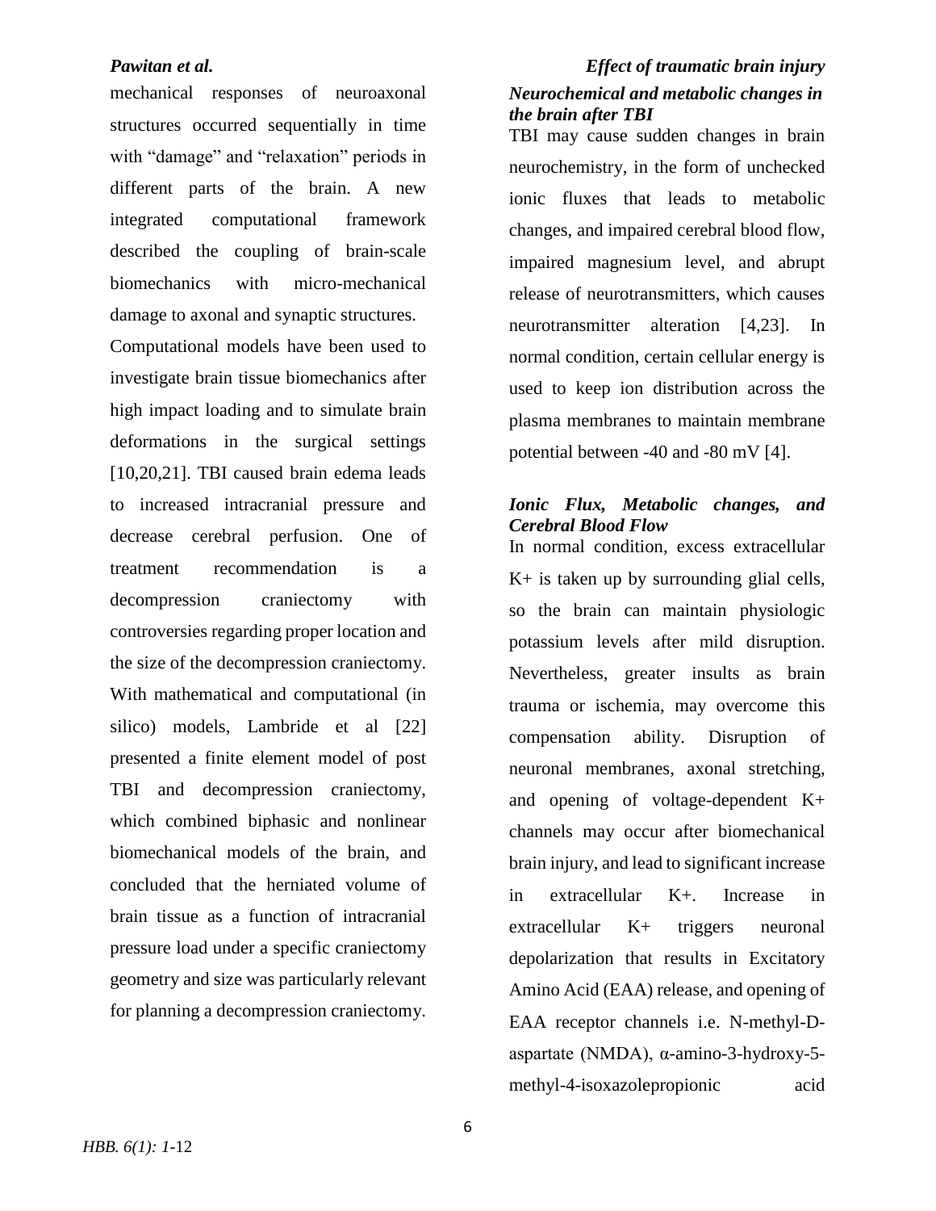mechanical responses of neuroaxonal structures occurred sequentially in time with "damage" and "relaxation" periods in different parts of the brain. A new integrated computational framework described the coupling of brain-scale biomechanics with micro-mechanical damage to axonal and synaptic structures.

Computational models have been used to investigate brain tissue biomechanics after high impact loading and to simulate brain deformations in the surgical settings [10,20,21]. TBI caused brain edema leads to increased intracranial pressure and decrease cerebral perfusion. One of treatment recommendation is a decompression craniectomy with controversies regarding proper location and the size of the decompression craniectomy. With mathematical and computational (in silico) models, Lambride et al [22] presented a finite element model of post TBI and decompression craniectomy, which combined biphasic and nonlinear biomechanical models of the brain, and concluded that the herniated volume of brain tissue as a function of intracranial pressure load under a specific craniectomy geometry and size was particularly relevant for planning a decompression craniectomy.

### *Neurochemical and metabolic changes in the brain after TBI*

TBI may cause sudden changes in brain neurochemistry, in the form of unchecked ionic fluxes that leads to metabolic changes, and impaired cerebral blood flow, impaired magnesium level, and abrupt release of neurotransmitters, which causes neurotransmitter alteration [4,23]. In normal condition, certain cellular energy is used to keep ion distribution across the plasma membranes to maintain membrane potential between -40 and -80 mV [4].

### *Ionic Flux, Metabolic changes, and Cerebral Blood Flow*

In normal condition, excess extracellular $K^+$ is taken up by surrounding glial cells, so the brain can maintain physiologic potassium levels after mild disruption. Nevertheless, greater insults as brain trauma or ischemia, may overcome this compensation ability. Disruption of neuronal membranes, axonal stretching, and opening of voltage-dependent $K^+$ channels may occur after biomechanical brain injury, and lead to significant increase in extracellular $K^+$. Increase in extracellular $K^+$ triggers neuronal depolarization that results in Excitatory Amino Acid (EAA) release, and opening of EAA receptor channels i.e. N-methyl-D-aspartate (NMDA), α-amino-3-hydroxy-5-methyl-4-isoxazolepropionic acid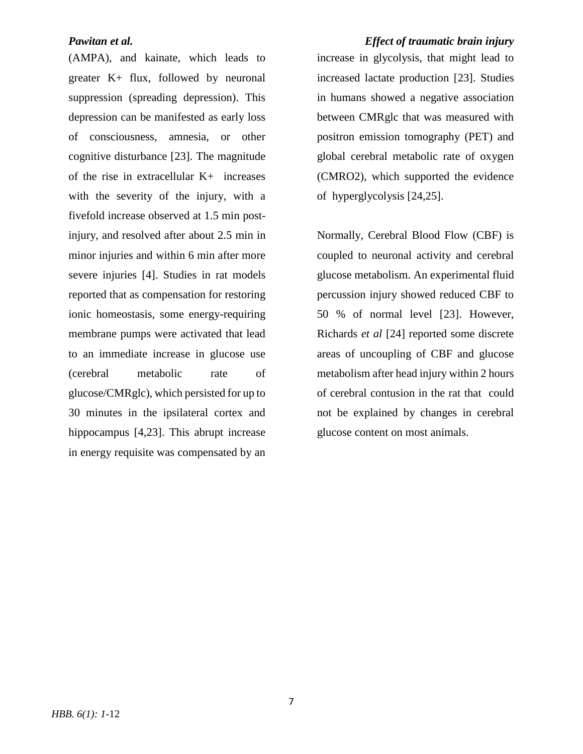(AMPA), and kainate, which leads to greater K+ flux, followed by neuronal suppression (spreading depression). This depression can be manifested as early loss of consciousness, amnesia, or other cognitive disturbance [23]. The magnitude of the rise in extracellular K+ increases with the severity of the injury, with a fivefold increase observed at 1.5 min post-injury, and resolved after about 2.5 min in minor injuries and within 6 min after more severe injuries [4]. Studies in rat models reported that as compensation for restoring ionic homeostasis, some energy-requiring membrane pumps were activated that lead to an immediate increase in glucose use (cerebral metabolic rate of glucose/CMRglc), which persisted for up to 30 minutes in the ipsilateral cortex and hippocampus [4,23]. This abrupt increase in energy requisite was compensated by an increase in glycolysis, that might lead to increased lactate production [23]. Studies in humans showed a negative association between CMRglc that was measured with positron emission tomography (PET) and global cerebral metabolic rate of oxygen ($CMRO_2$), which supported the evidence of hyperglycolysis [24,25].

Normally, Cerebral Blood Flow (CBF) is coupled to neuronal activity and cerebral glucose metabolism. An experimental fluid percussion injury showed reduced CBF to 50 % of normal level [23]. However, Richards *et al* [24] reported some discrete areas of uncoupling of CBF and glucose metabolism after head injury within 2 hours of cerebral contusion in the rat that could not be explained by changes in cerebral glucose content on most animals.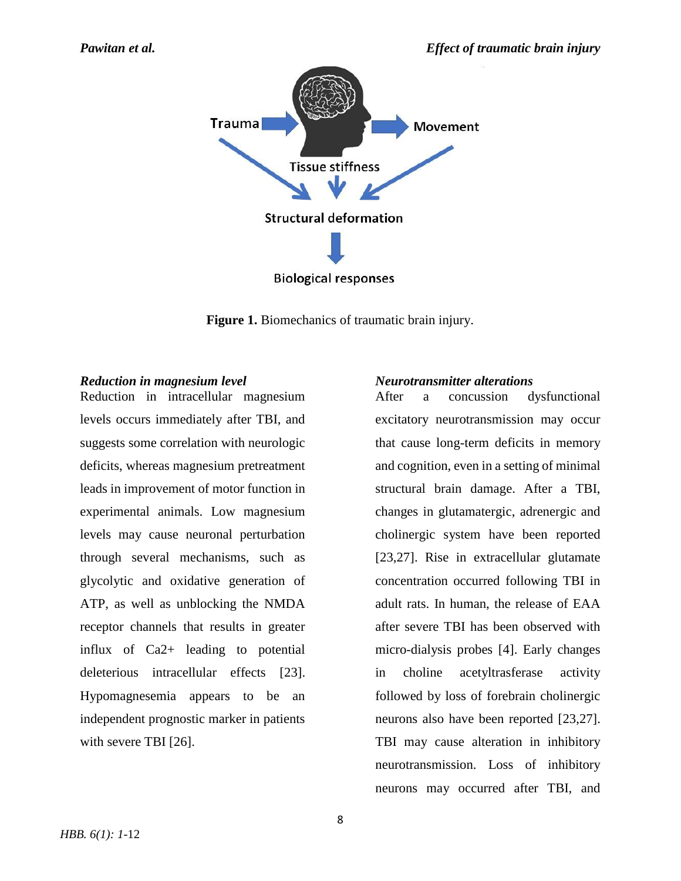Figure 1. Biomechanics of traumatic brain injury.

### *Reduction in magnesium level*

Reduction in intracellular magnesium levels occurs immediately after TBI, and suggests some correlation with neurologic deficits, whereas magnesium pretreatment leads in improvement of motor function in experimental animals. Low magnesium levels may cause neuronal perturbation through several mechanisms, such as glycolytic and oxidative generation of ATP, as well as unblocking the NMDA receptor channels that results in greater influx of $Ca^{2+}$ leading to potential deleterious intracellular effects [23]. Hypomagnesemia appears to be an independent prognostic marker in patients with severe TBI [26].

### *Neurotransmitter alterations*

After a concussion dysfunctional excitatory neurotransmission may occur that cause long-term deficits in memory and cognition, even in a setting of minimal structural brain damage. After a TBI, changes in glutamatergic, adrenergic and cholinergic system have been reported [23,27]. Rise in extracellular glutamate concentration occurred following TBI in adult rats. In human, the release of EAA after severe TBI has been observed with micro-dialysis probes [4]. Early changes in choline acetyltrasferase activity followed by loss of forebrain cholinergic neurons also have been reported [23,27]. TBI may cause alteration in inhibitory neurotransmission. Loss of inhibitory neurons may occurred after TBI, and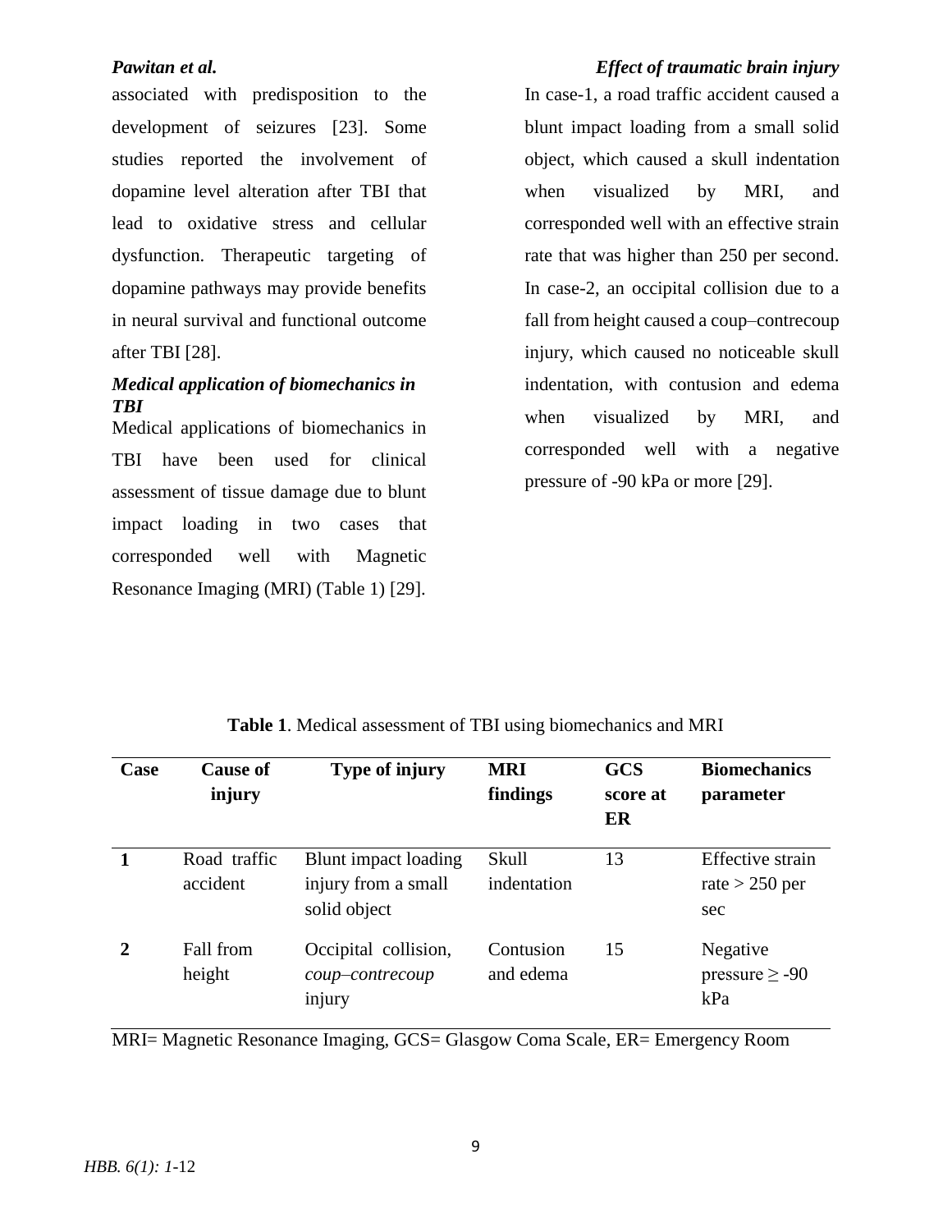associated with predisposition to the development of seizures [23]. Some studies reported the involvement of dopamine level alteration after TBI that lead to oxidative stress and cellular dysfunction. Therapeutic targeting of dopamine pathways may provide benefits in neural survival and functional outcome after TBI [28].

### *Medical application of biomechanics in TBI*

Medical applications of biomechanics in TBI have been used for clinical assessment of tissue damage due to blunt impact loading in two cases that corresponded well with Magnetic Resonance Imaging (MRI) (Table 1) [29].

In case-1, a road traffic accident caused a blunt impact loading from a small solid object, which caused a skull indentation when visualized by MRI, and corresponded well with an effective strain rate that was higher than 250 per second. In case-2, an occipital collision due to a fall from height caused a coup–contrecoup injury, which caused no noticeable skull indentation, with contusion and edema when visualized by MRI, and corresponded well with a negative pressure of -90 kPa or more [29].

**Table 1**. Medical assessment of TBI using biomechanics and MRI

| Case | Cause of injury | Type of injury | MRI findings | GCS score at ER | Biomechanics parameter |
|---|---|---|---|---|---|
| **1** | Road traffic accident | Blunt impact loading injury from a small solid object | Skull indentation | 13 | Effective strain rate > 250 per sec |
| **2** | Fall from height | Occipital collision, *coup–contrecoup* injury | Contusion and edema | 15 | Negative pressure ≥ -90 kPa |

MRI= Magnetic Resonance Imaging, GCS= Glasgow Coma Scale, ER= Emergency Room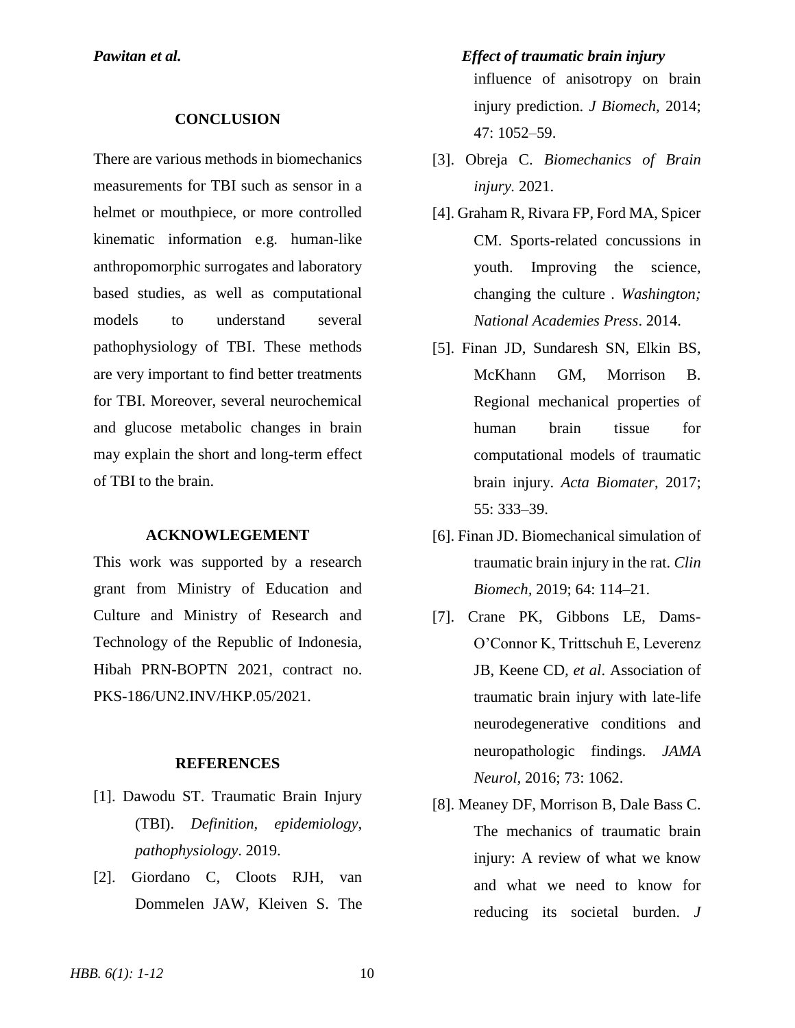## CONCLUSION

There are various methods in biomechanics measurements for TBI such as sensor in a helmet or mouthpiece, or more controlled kinematic information e.g. human-like anthropomorphic surrogates and laboratory based studies, as well as computational models to understand several pathophysiology of TBI. These methods are very important to find better treatments for TBI. Moreover, several neurochemical and glucose metabolic changes in brain may explain the short and long-term effect of TBI to the brain.

## ACKNOWLEGEMENT

This work was supported by a research grant from Ministry of Education and Culture and Ministry of Research and Technology of the Republic of Indonesia, Hibah PRN-BOPTN 2021, contract no. PKS-186/UN2.INV/HKP.05/2021.

## REFERENCES

[1]. Dawodu ST. Traumatic Brain Injury (TBI). *Definition, epidemiology, pathophysiology*. 2019.

[2]. Giordano C, Cloots RJH, van Dommelen JAW, Kleiven S. The influence of anisotropy on brain injury prediction. *J Biomech*, 2014; 47: 1052–59.

[3]. Obreja C. *Biomechanics of Brain injury.* 2021.

[4]. Graham R, Rivara FP, Ford MA, Spicer CM. Sports-related concussions in youth. Improving the science, changing the culture . *Washington; National Academies Press*. 2014.

[5]. Finan JD, Sundaresh SN, Elkin BS, McKhann GM, Morrison B. Regional mechanical properties of human brain tissue for computational models of traumatic brain injury. *Acta Biomater*, 2017; 55: 333–39.

[6]. Finan JD. Biomechanical simulation of traumatic brain injury in the rat. *Clin Biomech*, 2019; 64: 114–21.

[7]. Crane PK, Gibbons LE, Dams-O'Connor K, Trittschuh E, Leverenz JB, Keene CD, *et al*. Association of traumatic brain injury with late-life neurodegenerative conditions and neuropathologic findings. *JAMA Neurol*, 2016; 73: 1062.

[8]. Meaney DF, Morrison B, Dale Bass C. The mechanics of traumatic brain injury: A review of what we know and what we need to know for reducing its societal burden. *J*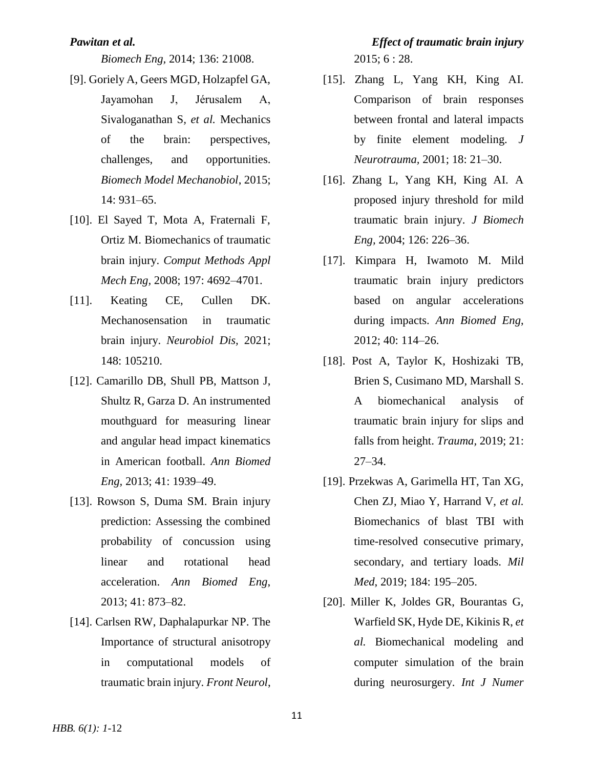*Biomech Eng*, 2014; 136: 21008.

[9]. Goriely A, Geers MGD, Holzapfel GA, Jayamohan J, Jérusalem A, Sivaloganathan S, *et al.* Mechanics of the brain: perspectives, challenges, and opportunities. *Biomech Model Mechanobiol*, 2015; 14: 931–65.

[10]. El Sayed T, Mota A, Fraternali F, Ortiz M. Biomechanics of traumatic brain injury. *Comput Methods Appl Mech Eng*, 2008; 197: 4692–4701.

[11]. Keating CE, Cullen DK. Mechanosensation in traumatic brain injury. *Neurobiol Dis*, 2021; 148: 105210.

[12]. Camarillo DB, Shull PB, Mattson J, Shultz R, Garza D. An instrumented mouthguard for measuring linear and angular head impact kinematics in American football. *Ann Biomed Eng*, 2013; 41: 1939–49.

[13]. Rowson S, Duma SM. Brain injury prediction: Assessing the combined probability of concussion using linear and rotational head acceleration. *Ann Biomed Eng*, 2013; 41: 873–82.

[14]. Carlsen RW, Daphalapurkar NP. The Importance of structural anisotropy in computational models of traumatic brain injury. *Front Neurol*, 2015; 6 : 28.

[15]. Zhang L, Yang KH, King AI. Comparison of brain responses between frontal and lateral impacts by finite element modeling. *J Neurotrauma*, 2001; 18: 21–30.

[16]. Zhang L, Yang KH, King AI. A proposed injury threshold for mild traumatic brain injury. *J Biomech Eng*, 2004; 126: 226–36.

[17]. Kimpara H, Iwamoto M. Mild traumatic brain injury predictors based on angular accelerations during impacts. *Ann Biomed Eng*, 2012; 40: 114–26.

[18]. Post A, Taylor K, Hoshizaki TB, Brien S, Cusimano MD, Marshall S. A biomechanical analysis of traumatic brain injury for slips and falls from height. *Trauma*, 2019; 21: 27–34.

[19]. Przekwas A, Garimella HT, Tan XG, Chen ZJ, Miao Y, Harrand V, *et al.* Biomechanics of blast TBI with time-resolved consecutive primary, secondary, and tertiary loads. *Mil Med*, 2019; 184: 195–205.

[20]. Miller K, Joldes GR, Bourantas G, Warfield SK, Hyde DE, Kikinis R, *et al.* Biomechanical modeling and computer simulation of the brain during neurosurgery. *Int J Numer*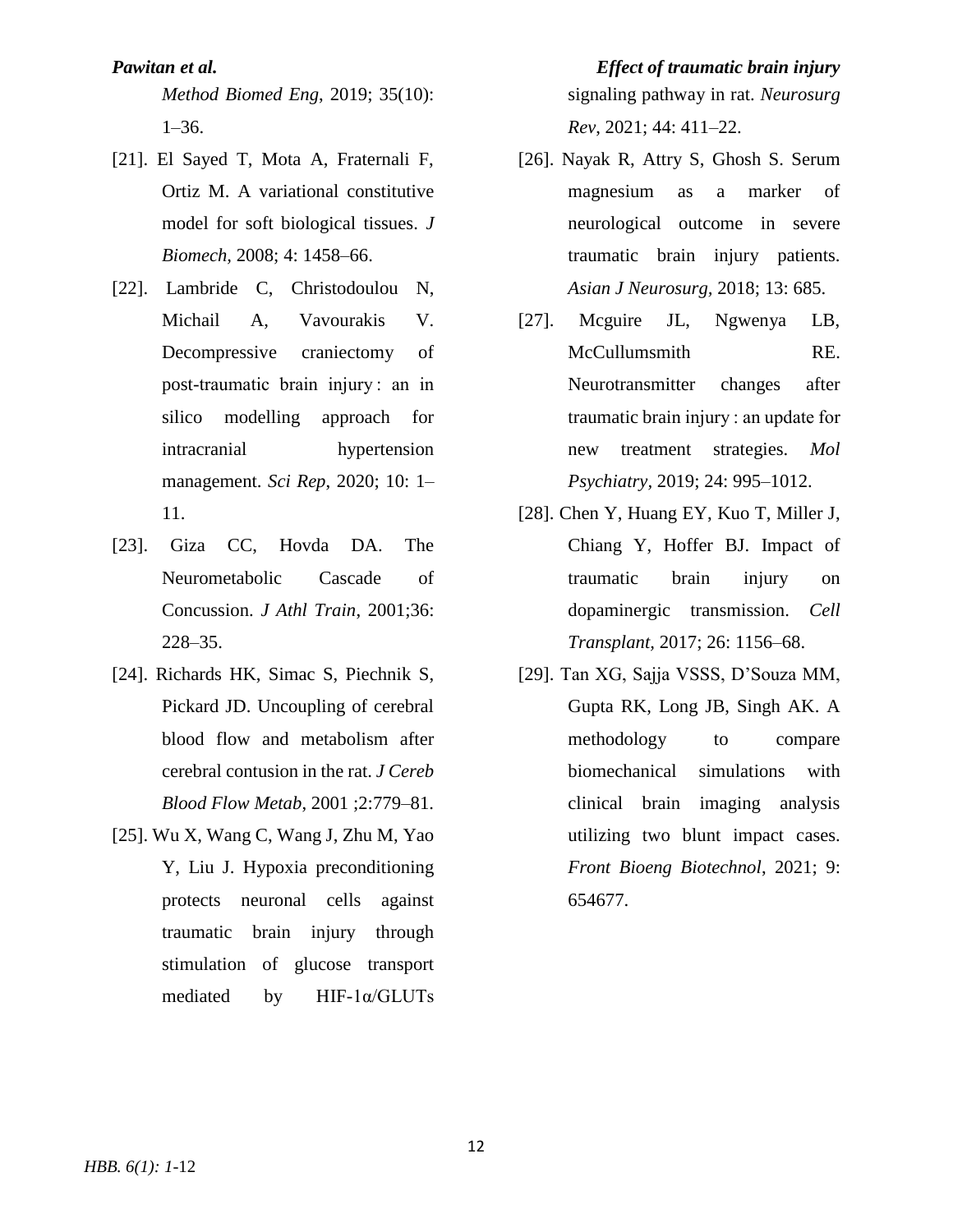*Method Biomed Eng*, 2019; 35(10): 1–36.

[21]. El Sayed T, Mota A, Fraternali F, Ortiz M. A variational constitutive model for soft biological tissues. *J Biomech,* 2008; 4: 1458–66.

[22]. Lambride C, Christodoulou N, Michail A, Vavourakis V. Decompressive craniectomy of post-traumatic brain injury : an in silico modelling approach for intracranial hypertension management. *Sci Rep*, 2020; 10: 1–11.

[23]. Giza CC, Hovda DA. The Neurometabolic Cascade of Concussion. *J Athl Train*, 2001;36: 228–35.

[24]. Richards HK, Simac S, Piechnik S, Pickard JD. Uncoupling of cerebral blood flow and metabolism after cerebral contusion in the rat. *J Cereb Blood Flow Metab*, 2001 ;2:779–81.

[25]. Wu X, Wang C, Wang J, Zhu M, Yao Y, Liu J. Hypoxia preconditioning protects neuronal cells against traumatic brain injury through stimulation of glucose transport mediated by HIF-1α/GLUTs signaling pathway in rat. *Neurosurg Rev*, 2021; 44: 411–22.

[26]. Nayak R, Attry S, Ghosh S. Serum magnesium as a marker of neurological outcome in severe traumatic brain injury patients. *Asian J Neurosurg*, 2018; 13: 685.

[27]. Mcguire JL, Ngwenya LB, McCullumsmith RE. Neurotransmitter changes after traumatic brain injury : an update for new treatment strategies. *Mol Psychiatry,* 2019; 24: 995–1012.

[28]. Chen Y, Huang EY, Kuo T, Miller J, Chiang Y, Hoffer BJ. Impact of traumatic brain injury on dopaminergic transmission. *Cell Transplant,* 2017; 26: 1156–68.

[29]. Tan XG, Sajja VSSS, D'Souza MM, Gupta RK, Long JB, Singh AK. A methodology to compare biomechanical simulations with clinical brain imaging analysis utilizing two blunt impact cases. *Front Bioeng Biotechnol*, 2021; 9: 654677.